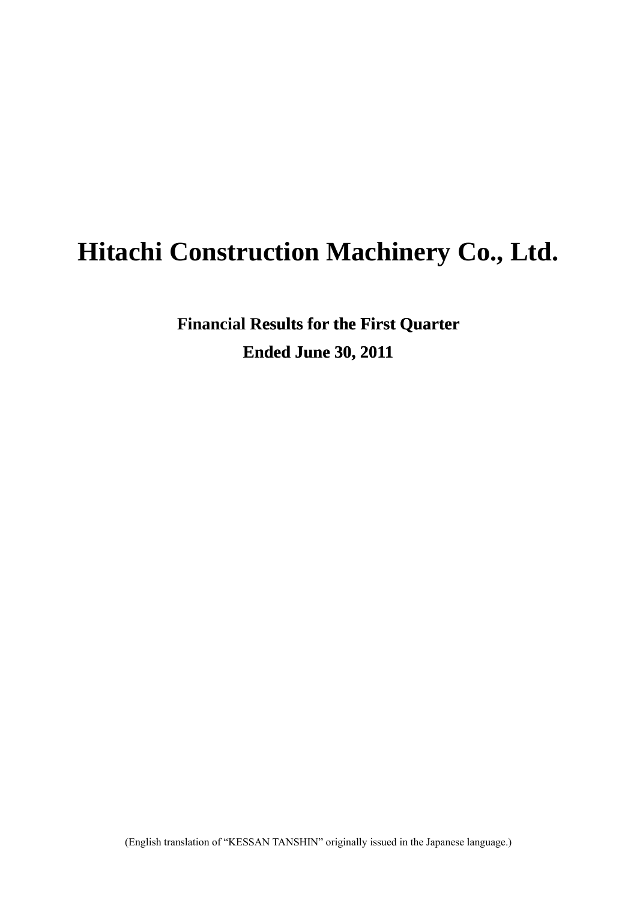# Hitachi Construction Machinery Co., Ltd.

## Financial Results for the First Quarter

## Ended June 30, 2011

(English translation of “KESSAN TANSHIN” originally issued in the Japanese language.)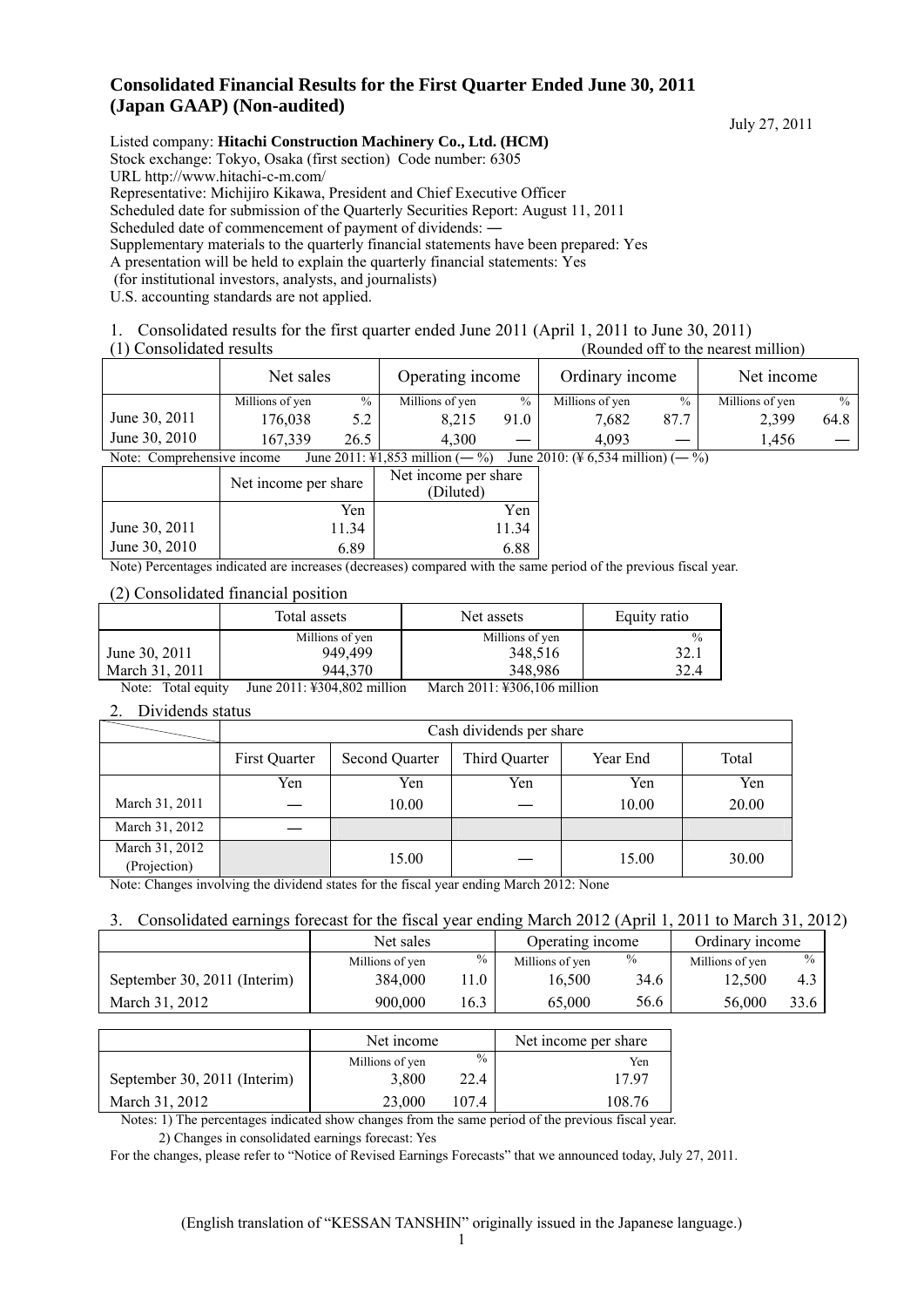# Consolidated Financial Results for the First Quarter Ended June 30, 2011 (Japan GAAP) (Non-audited)

July 27, 2011

Listed company: **Hitachi Construction Machinery Co., Ltd. (HCM)**
Stock exchange: Tokyo, Osaka (first section) Code number: 6305
URL http://www.hitachi-c-m.com/
Representative: Michijiro Kikawa, President and Chief Executive Officer
Scheduled date for submission of the Quarterly Securities Report: August 11, 2011
Scheduled date of commencement of payment of dividends: ―
Supplementary materials to the quarterly financial statements have been prepared: Yes
A presentation will be held to explain the quarterly financial statements: Yes
(for institutional investors, analysts, and journalists)
U.S. accounting standards are not applied.

1. Consolidated results for the first quarter ended June 2011 (April 1, 2011 to June 30, 2011)

(1) Consolidated results (Rounded off to the nearest million)

| | Net sales | | Operating income | | Ordinary income | | Net income | |
|---|---|---|---|---|---|---|---|---|
| | Millions of yen | % | Millions of yen | % | Millions of yen | % | Millions of yen | % |
| June 30, 2011 | 176,038 | 5.2 | 8,215 | 91.0 | 7,682 | 87.7 | 2,399 | 64.8 |
| June 30, 2010 | 167,339 | 26.5 | 4,300 | ― | 4,093 | ― | 1,456 | ― |

Note: Comprehensive income June 2011: ¥1,853 million (― %) June 2010: (¥ 6,534 million) (― %)

| | Net income per share | Net income per share (Diluted) |
|---|---|---|
| | Yen | Yen |
| June 30, 2011 | 11.34 | 11.34 |
| June 30, 2010 | 6.89 | 6.88 |

Note) Percentages indicated are increases (decreases) compared with the same period of the previous fiscal year.

(2) Consolidated financial position

| | Total assets | Net assets | Equity ratio |
|---|---|---|---|
| | Millions of yen | Millions of yen | % |
| June 30, 2011 | 949,499 | 348,516 | 32.1 |
| March 31, 2011 | 944,370 | 348,986 | 32.4 |

Note: Total equity June 2011: ¥304,802 million March 2011: ¥306,106 million

2. Dividends status

| | Cash dividends per share | | | | |
|---|---|---|---|---|---|
| | First Quarter | Second Quarter | Third Quarter | Year End | Total |
| | Yen | Yen | Yen | Yen | Yen |
| March 31, 2011 | ― | 10.00 | ― | 10.00 | 20.00 |
| March 31, 2012 | ― | | | | |
| March 31, 2012 (Projection) | | 15.00 | ― | 15.00 | 30.00 |

Note: Changes involving the dividend states for the fiscal year ending March 2012: None

3. Consolidated earnings forecast for the fiscal year ending March 2012 (April 1, 2011 to March 31, 2012)

| | Net sales | | Operating income | | Ordinary income | |
|---|---|---|---|---|---|---|
| | Millions of yen | % | Millions of yen | % | Millions of yen | % |
| September 30, 2011 (Interim) | 384,000 | 11.0 | 16,500 | 34.6 | 12,500 | 4.3 |
| March 31, 2012 | 900,000 | 16.3 | 65,000 | 56.6 | 56,000 | 33.6 |

| | Net income | | Net income per share |
|---|---|---|---|
| | Millions of yen | % | Yen |
| September 30, 2011 (Interim) | 3,800 | 22.4 | 17.97 |
| March 31, 2012 | 23,000 | 107.4 | 108.76 |

Notes: 1) The percentages indicated show changes from the same period of the previous fiscal year.
2) Changes in consolidated earnings forecast: Yes

For the changes, please refer to "Notice of Revised Earnings Forecasts" that we announced today, July 27, 2011.

(English translation of "KESSAN TANSHIN" originally issued in the Japanese language.)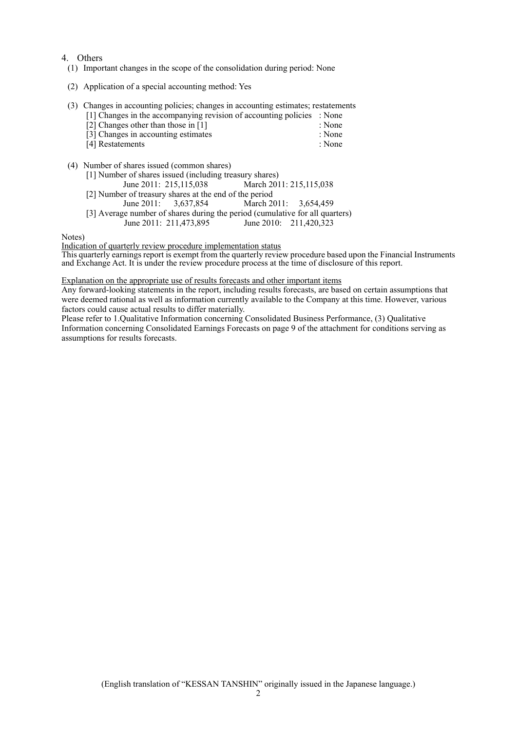## 4. Others

(1) Important changes in the scope of the consolidation during period: None

(2) Application of a special accounting method: Yes

(3) Changes in accounting policies; changes in accounting estimates; restatements

| | |
|---|---|
| [1] Changes in the accompanying revision of accounting policies | : None |
| [2] Changes other than those in [1] | : None |
| [3] Changes in accounting estimates | : None |
| [4] Restatements | : None |

(4) Number of shares issued (common shares)

[1] Number of shares issued (including treasury shares)
June 2011: 215,115,038 March 2011: 215,115,038

[2] Number of treasury shares at the end of the period
June 2011: 3,637,854 March 2011: 3,654,459

[3] Average number of shares during the period (cumulative for all quarters)
June 2011: 211,473,895 June 2010: 211,420,323

Notes)

Indication of quarterly review procedure implementation status

This quarterly earnings report is exempt from the quarterly review procedure based upon the Financial Instruments and Exchange Act. It is under the review procedure process at the time of disclosure of this report.

Explanation on the appropriate use of results forecasts and other important items

Any forward-looking statements in the report, including results forecasts, are based on certain assumptions that were deemed rational as well as information currently available to the Company at this time. However, various factors could cause actual results to differ materially.

Please refer to 1.Qualitative Information concerning Consolidated Business Performance, (3) Qualitative Information concerning Consolidated Earnings Forecasts on page 9 of the attachment for conditions serving as assumptions for results forecasts.

(English translation of "KESSAN TANSHIN" originally issued in the Japanese language.)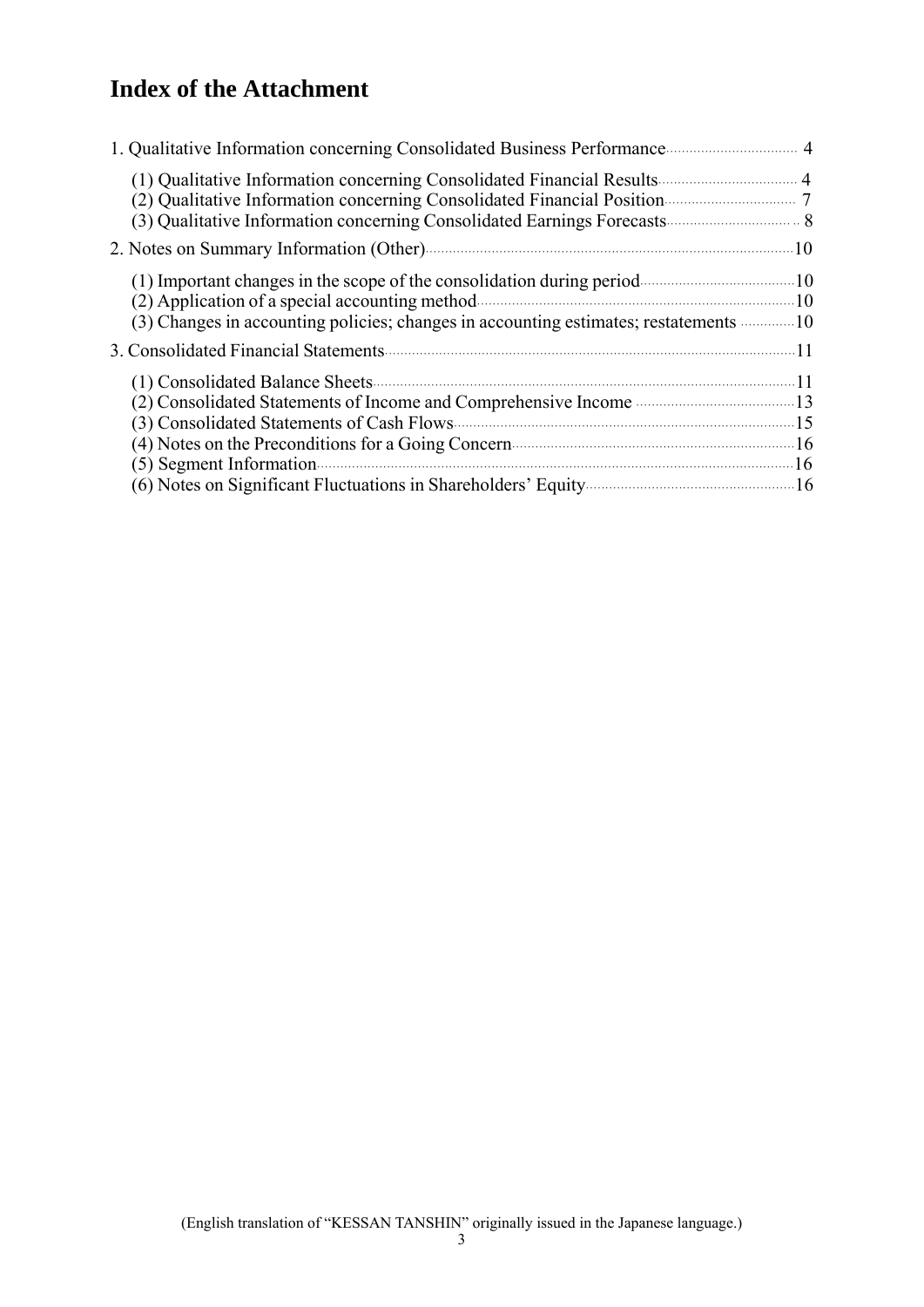# Index of the Attachment

1. Qualitative Information concerning Consolidated Business Performance ..... 4
   - (1) Qualitative Information concerning Consolidated Financial Results ..... 4
   - (2) Qualitative Information concerning Consolidated Financial Position ..... 7
   - (3) Qualitative Information concerning Consolidated Earnings Forecasts ..... 8
2. Notes on Summary Information (Other) ..... 10
   - (1) Important changes in the scope of the consolidation during period ..... 10
   - (2) Application of a special accounting method ..... 10
   - (3) Changes in accounting policies; changes in accounting estimates; restatements ..... 10
3. Consolidated Financial Statements ..... 11
   - (1) Consolidated Balance Sheets ..... 11
   - (2) Consolidated Statements of Income and Comprehensive Income ..... 13
   - (3) Consolidated Statements of Cash Flows ..... 15
   - (4) Notes on the Preconditions for a Going Concern ..... 16
   - (5) Segment Information ..... 16
   - (6) Notes on Significant Fluctuations in Shareholders' Equity ..... 16

(English translation of "KESSAN TANSHIN" originally issued in the Japanese language.)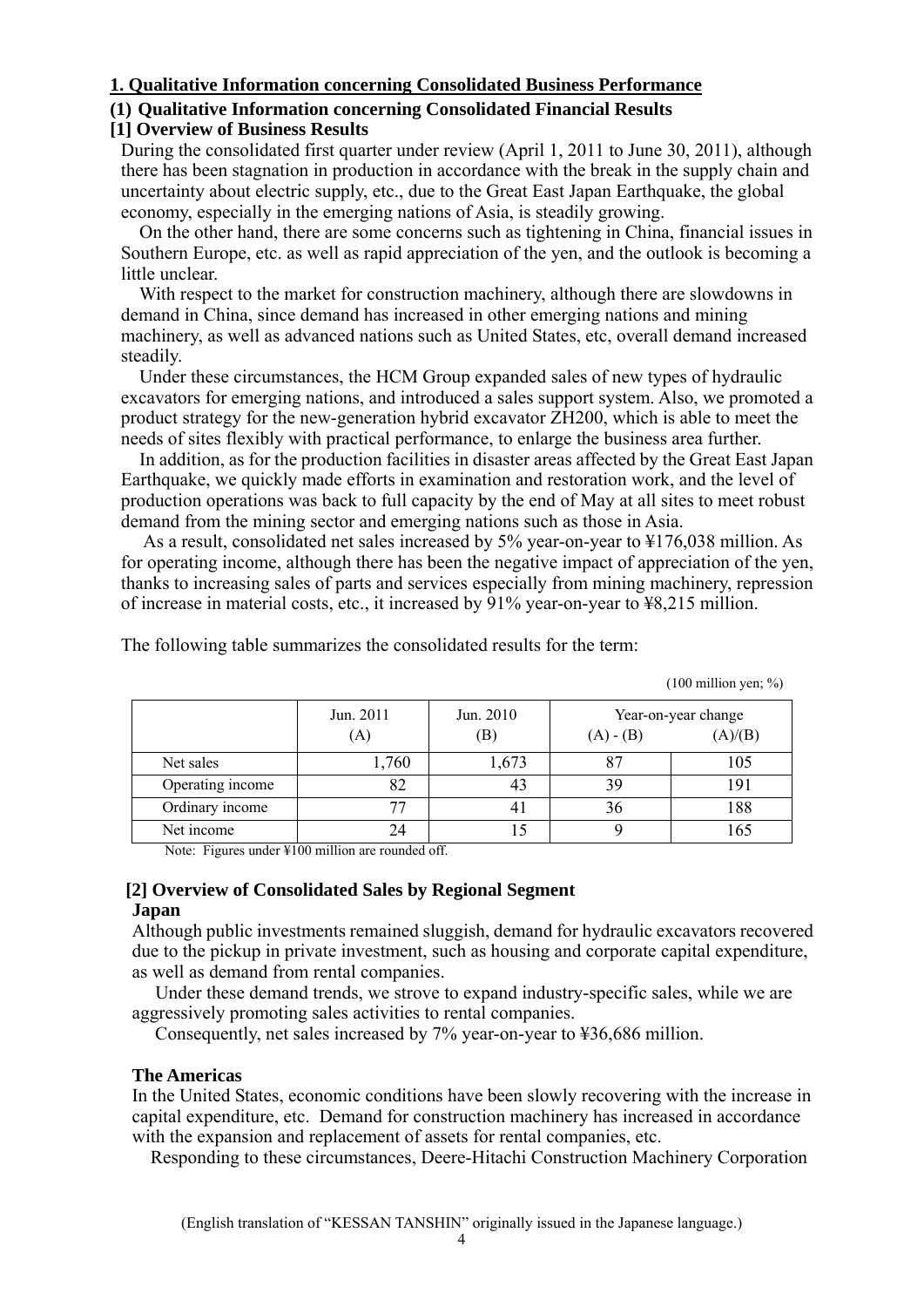## 1. Qualitative Information concerning Consolidated Business Performance

### (1) Qualitative Information concerning Consolidated Financial Results

#### [1] Overview of Business Results

During the consolidated first quarter under review (April 1, 2011 to June 30, 2011), although there has been stagnation in production in accordance with the break in the supply chain and uncertainty about electric supply, etc., due to the Great East Japan Earthquake, the global economy, especially in the emerging nations of Asia, is steadily growing.

On the other hand, there are some concerns such as tightening in China, financial issues in Southern Europe, etc. as well as rapid appreciation of the yen, and the outlook is becoming a little unclear.

With respect to the market for construction machinery, although there are slowdowns in demand in China, since demand has increased in other emerging nations and mining machinery, as well as advanced nations such as United States, etc, overall demand increased steadily.

Under these circumstances, the HCM Group expanded sales of new types of hydraulic excavators for emerging nations, and introduced a sales support system. Also, we promoted a product strategy for the new-generation hybrid excavator ZH200, which is able to meet the needs of sites flexibly with practical performance, to enlarge the business area further.

In addition, as for the production facilities in disaster areas affected by the Great East Japan Earthquake, we quickly made efforts in examination and restoration work, and the level of production operations was back to full capacity by the end of May at all sites to meet robust demand from the mining sector and emerging nations such as those in Asia.

As a result, consolidated net sales increased by 5% year-on-year to ¥176,038 million. As for operating income, although there has been the negative impact of appreciation of the yen, thanks to increasing sales of parts and services especially from mining machinery, repression of increase in material costs, etc., it increased by 91% year-on-year to ¥8,215 million.

The following table summarizes the consolidated results for the term:

(100 million yen; %)

| | Jun. 2011 (A) | Jun. 2010 (B) | Year-on-year change (A) - (B) | (A)/(B) |
|---|---|---|---|---|
| Net sales | 1,760 | 1,673 | 87 | 105 |
| Operating income | 82 | 43 | 39 | 191 |
| Ordinary income | 77 | 41 | 36 | 188 |
| Net income | 24 | 15 | 9 | 165 |

Note: Figures under ¥100 million are rounded off.

#### [2] Overview of Consolidated Sales by Regional Segment

**Japan**

Although public investments remained sluggish, demand for hydraulic excavators recovered due to the pickup in private investment, such as housing and corporate capital expenditure, as well as demand from rental companies.

Under these demand trends, we strove to expand industry-specific sales, while we are aggressively promoting sales activities to rental companies.

Consequently, net sales increased by 7% year-on-year to ¥36,686 million.

**The Americas**

In the United States, economic conditions have been slowly recovering with the increase in capital expenditure, etc. Demand for construction machinery has increased in accordance with the expansion and replacement of assets for rental companies, etc.

Responding to these circumstances, Deere-Hitachi Construction Machinery Corporation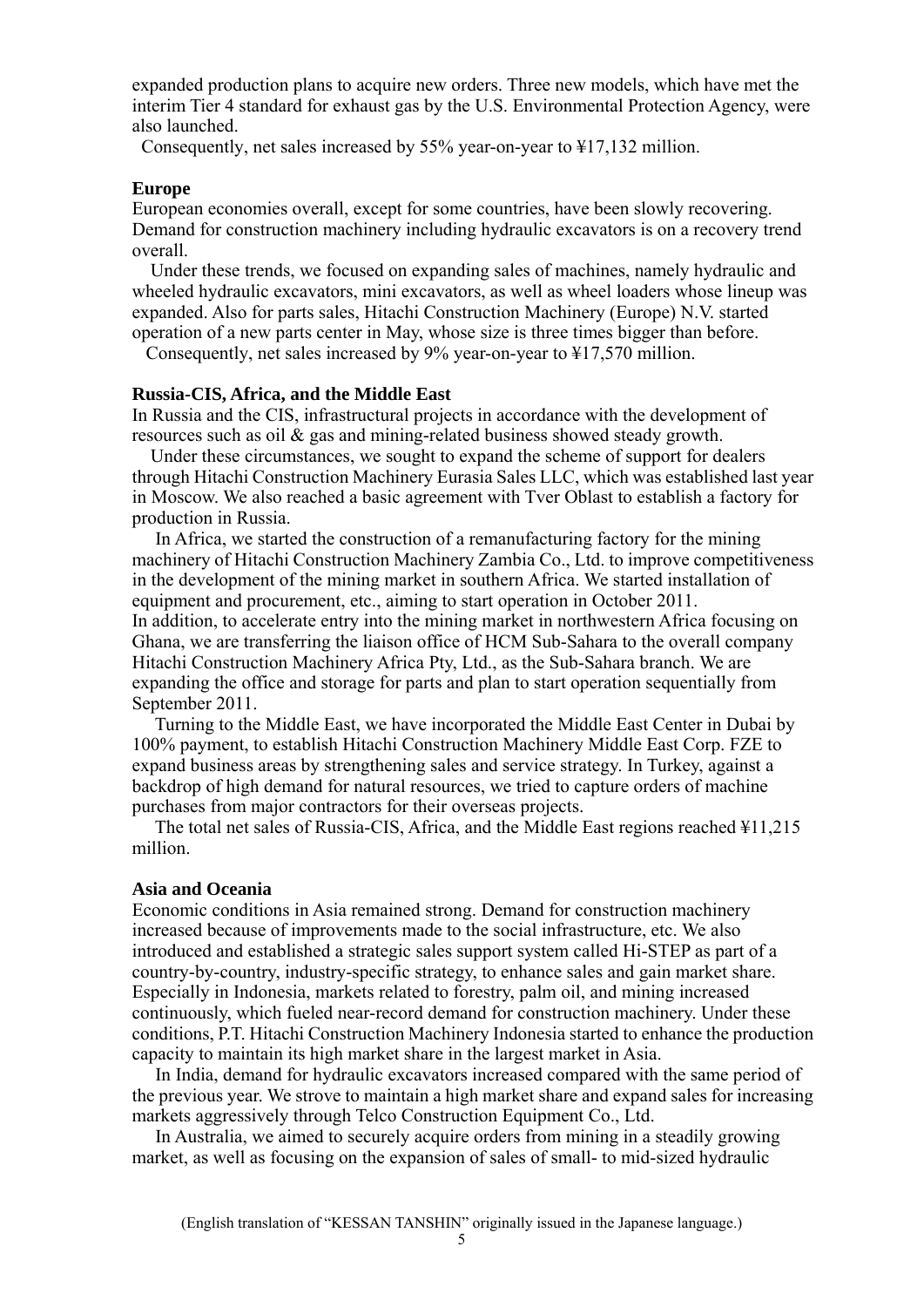expanded production plans to acquire new orders. Three new models, which have met the interim Tier 4 standard for exhaust gas by the U.S. Environmental Protection Agency, were also launched.

Consequently, net sales increased by 55% year-on-year to ¥17,132 million.

**Europe**

European economies overall, except for some countries, have been slowly recovering. Demand for construction machinery including hydraulic excavators is on a recovery trend overall.

Under these trends, we focused on expanding sales of machines, namely hydraulic and wheeled hydraulic excavators, mini excavators, as well as wheel loaders whose lineup was expanded. Also for parts sales, Hitachi Construction Machinery (Europe) N.V. started operation of a new parts center in May, whose size is three times bigger than before.

Consequently, net sales increased by 9% year-on-year to ¥17,570 million.

**Russia-CIS, Africa, and the Middle East**

In Russia and the CIS, infrastructural projects in accordance with the development of resources such as oil & gas and mining-related business showed steady growth.

Under these circumstances, we sought to expand the scheme of support for dealers through Hitachi Construction Machinery Eurasia Sales LLC, which was established last year in Moscow. We also reached a basic agreement with Tver Oblast to establish a factory for production in Russia.

In Africa, we started the construction of a remanufacturing factory for the mining machinery of Hitachi Construction Machinery Zambia Co., Ltd. to improve competitiveness in the development of the mining market in southern Africa. We started installation of equipment and procurement, etc., aiming to start operation in October 2011.
In addition, to accelerate entry into the mining market in northwestern Africa focusing on Ghana, we are transferring the liaison office of HCM Sub-Sahara to the overall company Hitachi Construction Machinery Africa Pty, Ltd., as the Sub-Sahara branch. We are expanding the office and storage for parts and plan to start operation sequentially from September 2011.

Turning to the Middle East, we have incorporated the Middle East Center in Dubai by 100% payment, to establish Hitachi Construction Machinery Middle East Corp. FZE to expand business areas by strengthening sales and service strategy. In Turkey, against a backdrop of high demand for natural resources, we tried to capture orders of machine purchases from major contractors for their overseas projects.

The total net sales of Russia-CIS, Africa, and the Middle East regions reached ¥11,215 million.

**Asia and Oceania**

Economic conditions in Asia remained strong. Demand for construction machinery increased because of improvements made to the social infrastructure, etc. We also introduced and established a strategic sales support system called Hi-STEP as part of a country-by-country, industry-specific strategy, to enhance sales and gain market share. Especially in Indonesia, markets related to forestry, palm oil, and mining increased continuously, which fueled near-record demand for construction machinery. Under these conditions, P.T. Hitachi Construction Machinery Indonesia started to enhance the production capacity to maintain its high market share in the largest market in Asia.

In India, demand for hydraulic excavators increased compared with the same period of the previous year. We strove to maintain a high market share and expand sales for increasing markets aggressively through Telco Construction Equipment Co., Ltd.

In Australia, we aimed to securely acquire orders from mining in a steadily growing market, as well as focusing on the expansion of sales of small- to mid-sized hydraulic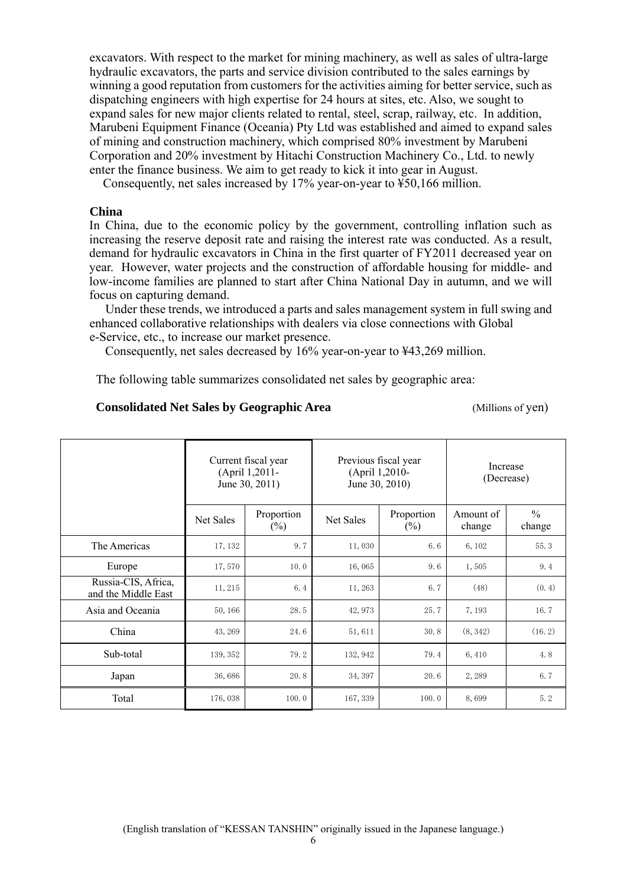excavators. With respect to the market for mining machinery, as well as sales of ultra-large hydraulic excavators, the parts and service division contributed to the sales earnings by winning a good reputation from customers for the activities aiming for better service, such as dispatching engineers with high expertise for 24 hours at sites, etc. Also, we sought to expand sales for new major clients related to rental, steel, scrap, railway, etc. In addition, Marubeni Equipment Finance (Oceania) Pty Ltd was established and aimed to expand sales of mining and construction machinery, which comprised 80% investment by Marubeni Corporation and 20% investment by Hitachi Construction Machinery Co., Ltd. to newly enter the finance business. We aim to get ready to kick it into gear in August.

Consequently, net sales increased by 17% year-on-year to ¥50,166 million.

**China**

In China, due to the economic policy by the government, controlling inflation such as increasing the reserve deposit rate and raising the interest rate was conducted. As a result, demand for hydraulic excavators in China in the first quarter of FY2011 decreased year on year. However, water projects and the construction of affordable housing for middle- and low-income families are planned to start after China National Day in autumn, and we will focus on capturing demand.

Under these trends, we introduced a parts and sales management system in full swing and enhanced collaborative relationships with dealers via close connections with Global e-Service, etc., to increase our market presence.

Consequently, net sales decreased by 16% year-on-year to ¥43,269 million.

The following table summarizes consolidated net sales by geographic area:

**Consolidated Net Sales by Geographic Area** (Millions of yen)

| | Current fiscal year (April 1,2011- June 30, 2011) | | Previous fiscal year (April 1,2010- June 30, 2010) | | Increase (Decrease) | |
|---|---|---|---|---|---|---|
| | Net Sales | Proportion (%) | Net Sales | Proportion (%) | Amount of change | % change |
| The Americas | 17,132 | 9.7 | 11,030 | 6.6 | 6,102 | 55.3 |
| Europe | 17,570 | 10.0 | 16,065 | 9.6 | 1,505 | 9.4 |
| Russia-CIS, Africa, and the Middle East | 11,215 | 6.4 | 11,263 | 6.7 | (48) | (0.4) |
| Asia and Oceania | 50,166 | 28.5 | 42,973 | 25.7 | 7,193 | 16.7 |
| China | 43,269 | 24.6 | 51,611 | 30.8 | (8,342) | (16.2) |
| Sub-total | 139,352 | 79.2 | 132,942 | 79.4 | 6,410 | 4.8 |
| Japan | 36,686 | 20.8 | 34,397 | 20.6 | 2,289 | 6.7 |
| Total | 176,038 | 100.0 | 167,339 | 100.0 | 8,699 | 5.2 |

(English translation of "KESSAN TANSHIN" originally issued in the Japanese language.)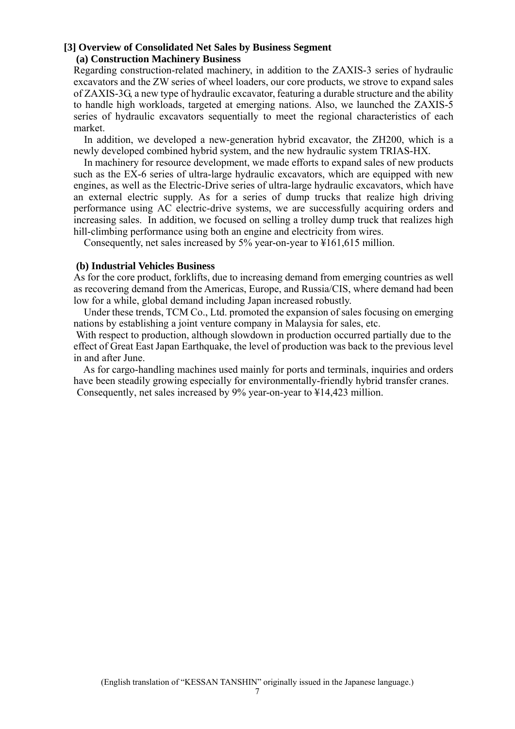### [3] Overview of Consolidated Net Sales by Business Segment

#### (a) Construction Machinery Business

Regarding construction-related machinery, in addition to the ZAXIS-3 series of hydraulic excavators and the ZW series of wheel loaders, our core products, we strove to expand sales of ZAXIS-3G, a new type of hydraulic excavator, featuring a durable structure and the ability to handle high workloads, targeted at emerging nations. Also, we launched the ZAXIS-5 series of hydraulic excavators sequentially to meet the regional characteristics of each market.

In addition, we developed a new-generation hybrid excavator, the ZH200, which is a newly developed combined hybrid system, and the new hydraulic system TRIAS-HX.

In machinery for resource development, we made efforts to expand sales of new products such as the EX-6 series of ultra-large hydraulic excavators, which are equipped with new engines, as well as the Electric-Drive series of ultra-large hydraulic excavators, which have an external electric supply. As for a series of dump trucks that realize high driving performance using AC electric-drive systems, we are successfully acquiring orders and increasing sales. In addition, we focused on selling a trolley dump truck that realizes high hill-climbing performance using both an engine and electricity from wires.

Consequently, net sales increased by 5% year-on-year to ¥161,615 million.

#### (b) Industrial Vehicles Business

As for the core product, forklifts, due to increasing demand from emerging countries as well as recovering demand from the Americas, Europe, and Russia/CIS, where demand had been low for a while, global demand including Japan increased robustly.

Under these trends, TCM Co., Ltd. promoted the expansion of sales focusing on emerging nations by establishing a joint venture company in Malaysia for sales, etc.

With respect to production, although slowdown in production occurred partially due to the effect of Great East Japan Earthquake, the level of production was back to the previous level in and after June.

As for cargo-handling machines used mainly for ports and terminals, inquiries and orders have been steadily growing especially for environmentally-friendly hybrid transfer cranes.

Consequently, net sales increased by 9% year-on-year to ¥14,423 million.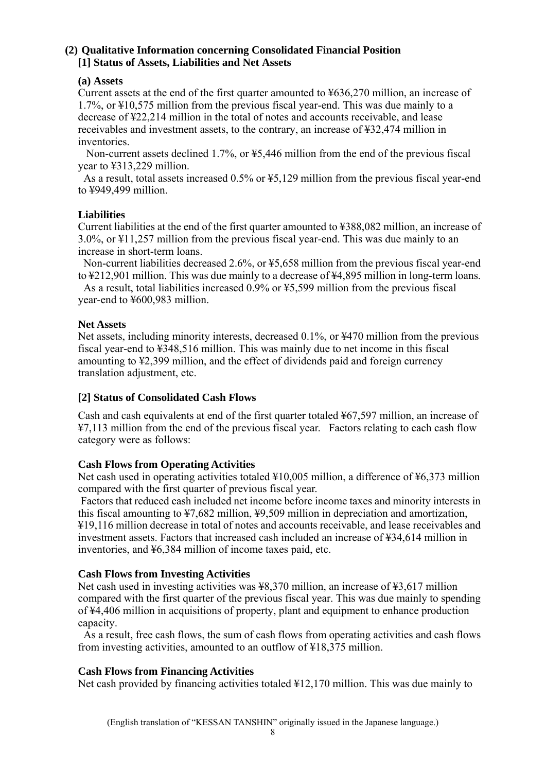## (2) Qualitative Information concerning Consolidated Financial Position

### [1] Status of Assets, Liabilities and Net Assets

**(a) Assets**

Current assets at the end of the first quarter amounted to ¥636,270 million, an increase of 1.7%, or ¥10,575 million from the previous fiscal year-end. This was due mainly to a decrease of ¥22,214 million in the total of notes and accounts receivable, and lease receivables and investment assets, to the contrary, an increase of ¥32,474 million in inventories.

Non-current assets declined 1.7%, or ¥5,446 million from the end of the previous fiscal year to ¥313,229 million.

As a result, total assets increased 0.5% or ¥5,129 million from the previous fiscal year-end to ¥949,499 million.

**Liabilities**

Current liabilities at the end of the first quarter amounted to ¥388,082 million, an increase of 3.0%, or ¥11,257 million from the previous fiscal year-end. This was due mainly to an increase in short-term loans.

Non-current liabilities decreased 2.6%, or ¥5,658 million from the previous fiscal year-end to ¥212,901 million. This was due mainly to a decrease of ¥4,895 million in long-term loans.

As a result, total liabilities increased 0.9% or ¥5,599 million from the previous fiscal year-end to ¥600,983 million.

**Net Assets**

Net assets, including minority interests, decreased 0.1%, or ¥470 million from the previous fiscal year-end to ¥348,516 million. This was mainly due to net income in this fiscal amounting to ¥2,399 million, and the effect of dividends paid and foreign currency translation adjustment, etc.

### [2] Status of Consolidated Cash Flows

Cash and cash equivalents at end of the first quarter totaled ¥67,597 million, an increase of ¥7,113 million from the end of the previous fiscal year. Factors relating to each cash flow category were as follows:

**Cash Flows from Operating Activities**

Net cash used in operating activities totaled ¥10,005 million, a difference of ¥6,373 million compared with the first quarter of previous fiscal year.

Factors that reduced cash included net income before income taxes and minority interests in this fiscal amounting to ¥7,682 million, ¥9,509 million in depreciation and amortization, ¥19,116 million decrease in total of notes and accounts receivable, and lease receivables and investment assets. Factors that increased cash included an increase of ¥34,614 million in inventories, and ¥6,384 million of income taxes paid, etc.

**Cash Flows from Investing Activities**

Net cash used in investing activities was ¥8,370 million, an increase of ¥3,617 million compared with the first quarter of the previous fiscal year. This was due mainly to spending of ¥4,406 million in acquisitions of property, plant and equipment to enhance production capacity.

As a result, free cash flows, the sum of cash flows from operating activities and cash flows from investing activities, amounted to an outflow of ¥18,375 million.

**Cash Flows from Financing Activities**

Net cash provided by financing activities totaled ¥12,170 million. This was due mainly to

(English translation of "KESSAN TANSHIN" originally issued in the Japanese language.)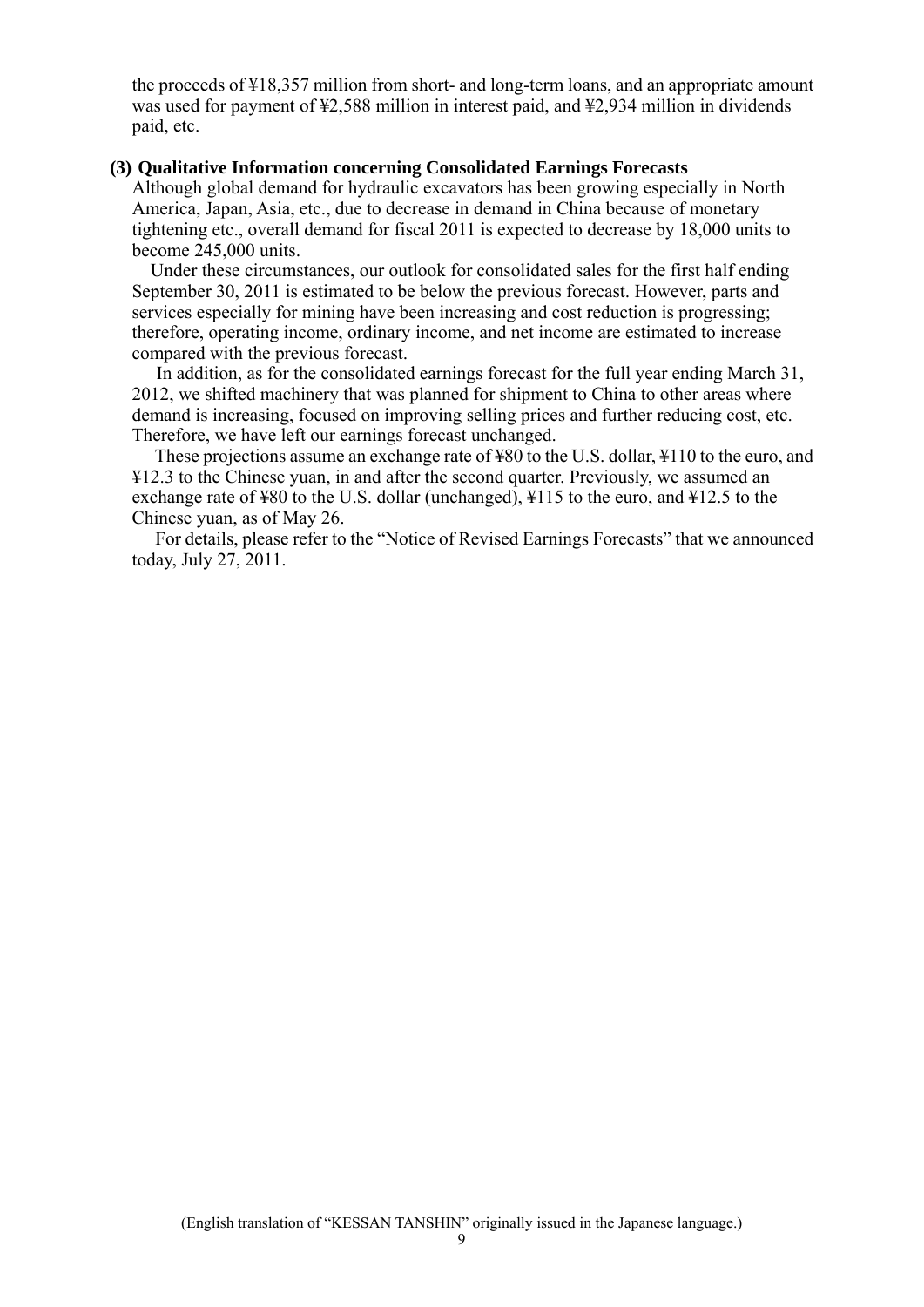the proceeds of ¥18,357 million from short- and long-term loans, and an appropriate amount was used for payment of ¥2,588 million in interest paid, and ¥2,934 million in dividends paid, etc.

### (3) Qualitative Information concerning Consolidated Earnings Forecasts

Although global demand for hydraulic excavators has been growing especially in North America, Japan, Asia, etc., due to decrease in demand in China because of monetary tightening etc., overall demand for fiscal 2011 is expected to decrease by 18,000 units to become 245,000 units.

Under these circumstances, our outlook for consolidated sales for the first half ending September 30, 2011 is estimated to be below the previous forecast. However, parts and services especially for mining have been increasing and cost reduction is progressing; therefore, operating income, ordinary income, and net income are estimated to increase compared with the previous forecast.

In addition, as for the consolidated earnings forecast for the full year ending March 31, 2012, we shifted machinery that was planned for shipment to China to other areas where demand is increasing, focused on improving selling prices and further reducing cost, etc. Therefore, we have left our earnings forecast unchanged.

These projections assume an exchange rate of ¥80 to the U.S. dollar, ¥110 to the euro, and ¥12.3 to the Chinese yuan, in and after the second quarter. Previously, we assumed an exchange rate of ¥80 to the U.S. dollar (unchanged), ¥115 to the euro, and ¥12.5 to the Chinese yuan, as of May 26.

For details, please refer to the "Notice of Revised Earnings Forecasts" that we announced today, July 27, 2011.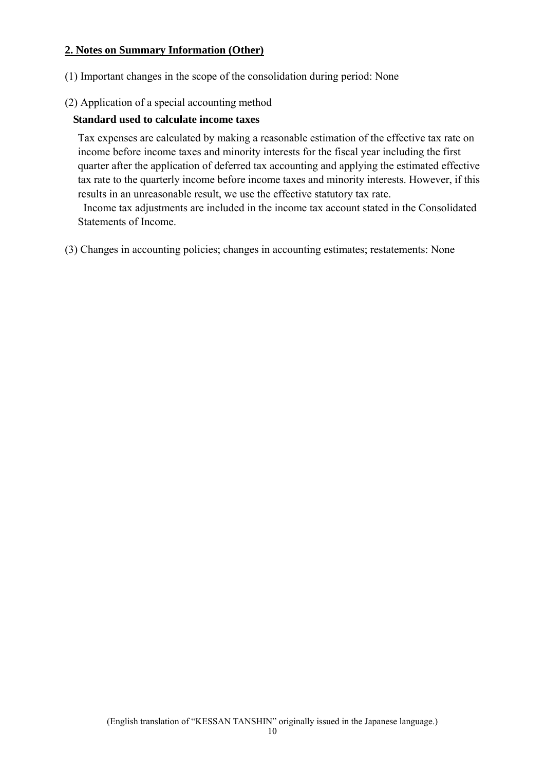## 2. Notes on Summary Information (Other)

(1) Important changes in the scope of the consolidation during period: None

(2) Application of a special accounting method

**Standard used to calculate income taxes**

Tax expenses are calculated by making a reasonable estimation of the effective tax rate on income before income taxes and minority interests for the fiscal year including the first quarter after the application of deferred tax accounting and applying the estimated effective tax rate to the quarterly income before income taxes and minority interests. However, if this results in an unreasonable result, we use the effective statutory tax rate.

Income tax adjustments are included in the income tax account stated in the Consolidated Statements of Income.

(3) Changes in accounting policies; changes in accounting estimates; restatements: None

(English translation of "KESSAN TANSHIN" originally issued in the Japanese language.)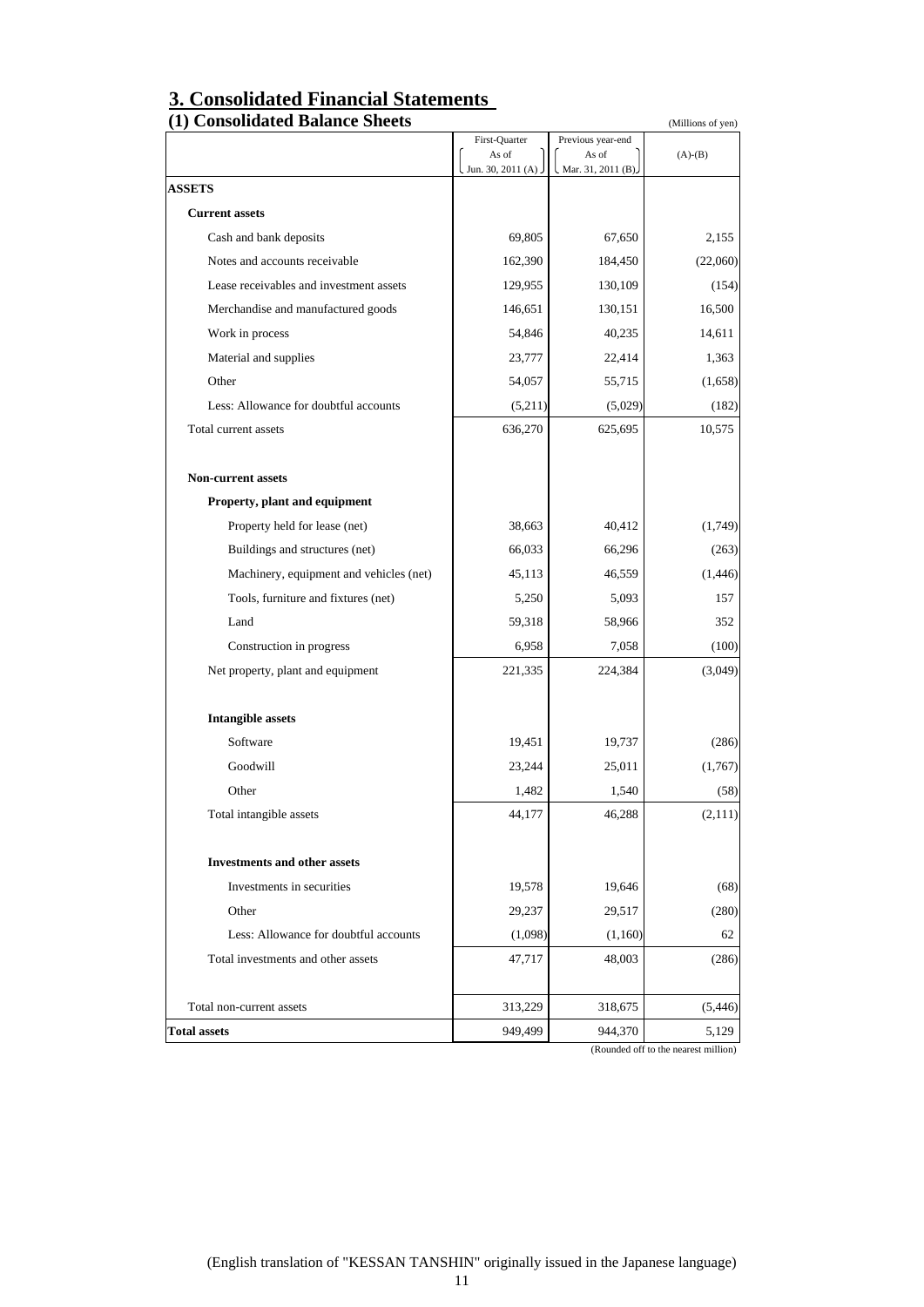# 3. Consolidated Financial Statements

## (1) Consolidated Balance Sheets

(Millions of yen)

| | First-Quarter As of Jun. 30, 2011 (A) | Previous year-end As of Mar. 31, 2011 (B) | (A)-(B) |
|---|---|---|---|
| **ASSETS** | | | |
| **Current assets** | | | |
| Cash and bank deposits | 69,805 | 67,650 | 2,155 |
| Notes and accounts receivable | 162,390 | 184,450 | (22,060) |
| Lease receivables and investment assets | 129,955 | 130,109 | (154) |
| Merchandise and manufactured goods | 146,651 | 130,151 | 16,500 |
| Work in process | 54,846 | 40,235 | 14,611 |
| Material and supplies | 23,777 | 22,414 | 1,363 |
| Other | 54,057 | 55,715 | (1,658) |
| Less: Allowance for doubtful accounts | (5,211) | (5,029) | (182) |
| Total current assets | 636,270 | 625,695 | 10,575 |
| **Non-current assets** | | | |
| **Property, plant and equipment** | | | |
| Property held for lease (net) | 38,663 | 40,412 | (1,749) |
| Buildings and structures (net) | 66,033 | 66,296 | (263) |
| Machinery, equipment and vehicles (net) | 45,113 | 46,559 | (1,446) |
| Tools, furniture and fixtures (net) | 5,250 | 5,093 | 157 |
| Land | 59,318 | 58,966 | 352 |
| Construction in progress | 6,958 | 7,058 | (100) |
| Net property, plant and equipment | 221,335 | 224,384 | (3,049) |
| **Intangible assets** | | | |
| Software | 19,451 | 19,737 | (286) |
| Goodwill | 23,244 | 25,011 | (1,767) |
| Other | 1,482 | 1,540 | (58) |
| Total intangible assets | 44,177 | 46,288 | (2,111) |
| **Investments and other assets** | | | |
| Investments in securities | 19,578 | 19,646 | (68) |
| Other | 29,237 | 29,517 | (280) |
| Less: Allowance for doubtful accounts | (1,098) | (1,160) | 62 |
| Total investments and other assets | 47,717 | 48,003 | (286) |
| Total non-current assets | 313,229 | 318,675 | (5,446) |
| **Total assets** | 949,499 | 944,370 | 5,129 |

(Rounded off to the nearest million)

(English translation of "KESSAN TANSHIN" originally issued in the Japanese language)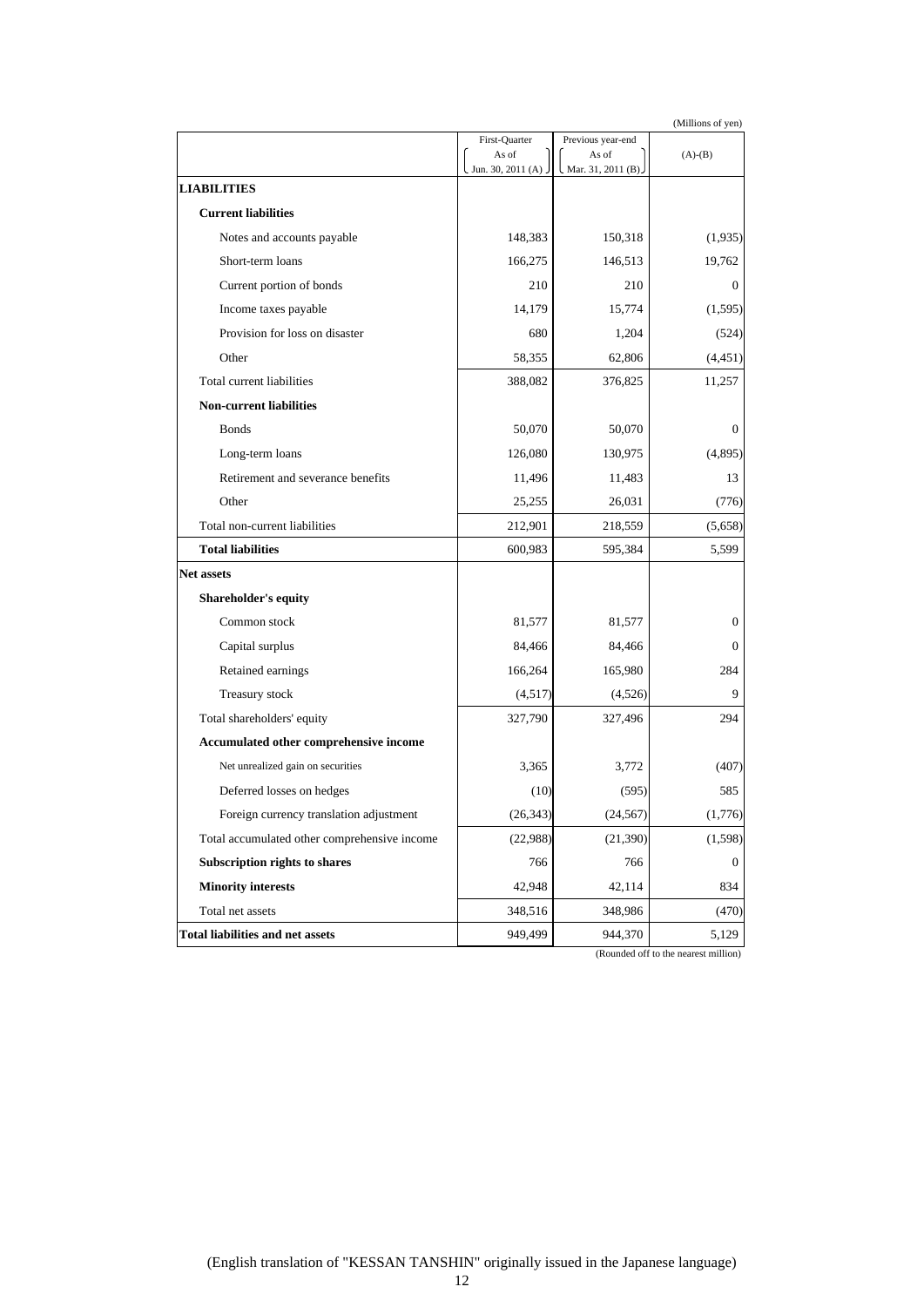(Millions of yen)

| | First-Quarter As of Jun. 30, 2011 (A) | Previous year-end As of Mar. 31, 2011 (B) | (A)-(B) |
|---|---|---|---|
| **LIABILITIES** | | | |
| **Current liabilities** | | | |
| Notes and accounts payable | 148,383 | 150,318 | (1,935) |
| Short-term loans | 166,275 | 146,513 | 19,762 |
| Current portion of bonds | 210 | 210 | 0 |
| Income taxes payable | 14,179 | 15,774 | (1,595) |
| Provision for loss on disaster | 680 | 1,204 | (524) |
| Other | 58,355 | 62,806 | (4,451) |
| Total current liabilities | 388,082 | 376,825 | 11,257 |
| **Non-current liabilities** | | | |
| Bonds | 50,070 | 50,070 | 0 |
| Long-term loans | 126,080 | 130,975 | (4,895) |
| Retirement and severance benefits | 11,496 | 11,483 | 13 |
| Other | 25,255 | 26,031 | (776) |
| Total non-current liabilities | 212,901 | 218,559 | (5,658) |
| **Total liabilities** | 600,983 | 595,384 | 5,599 |
| **Net assets** | | | |
| **Shareholder's equity** | | | |
| Common stock | 81,577 | 81,577 | 0 |
| Capital surplus | 84,466 | 84,466 | 0 |
| Retained earnings | 166,264 | 165,980 | 284 |
| Treasury stock | (4,517) | (4,526) | 9 |
| Total shareholders' equity | 327,790 | 327,496 | 294 |
| **Accumulated other comprehensive income** | | | |
| Net unrealized gain on securities | 3,365 | 3,772 | (407) |
| Deferred losses on hedges | (10) | (595) | 585 |
| Foreign currency translation adjustment | (26,343) | (24,567) | (1,776) |
| Total accumulated other comprehensive income | (22,988) | (21,390) | (1,598) |
| **Subscription rights to shares** | 766 | 766 | 0 |
| **Minority interests** | 42,948 | 42,114 | 834 |
| Total net assets | 348,516 | 348,986 | (470) |
| **Total liabilities and net assets** | 949,499 | 944,370 | 5,129 |

(Rounded off to the nearest million)

(English translation of "KESSAN TANSHIN" originally issued in the Japanese language)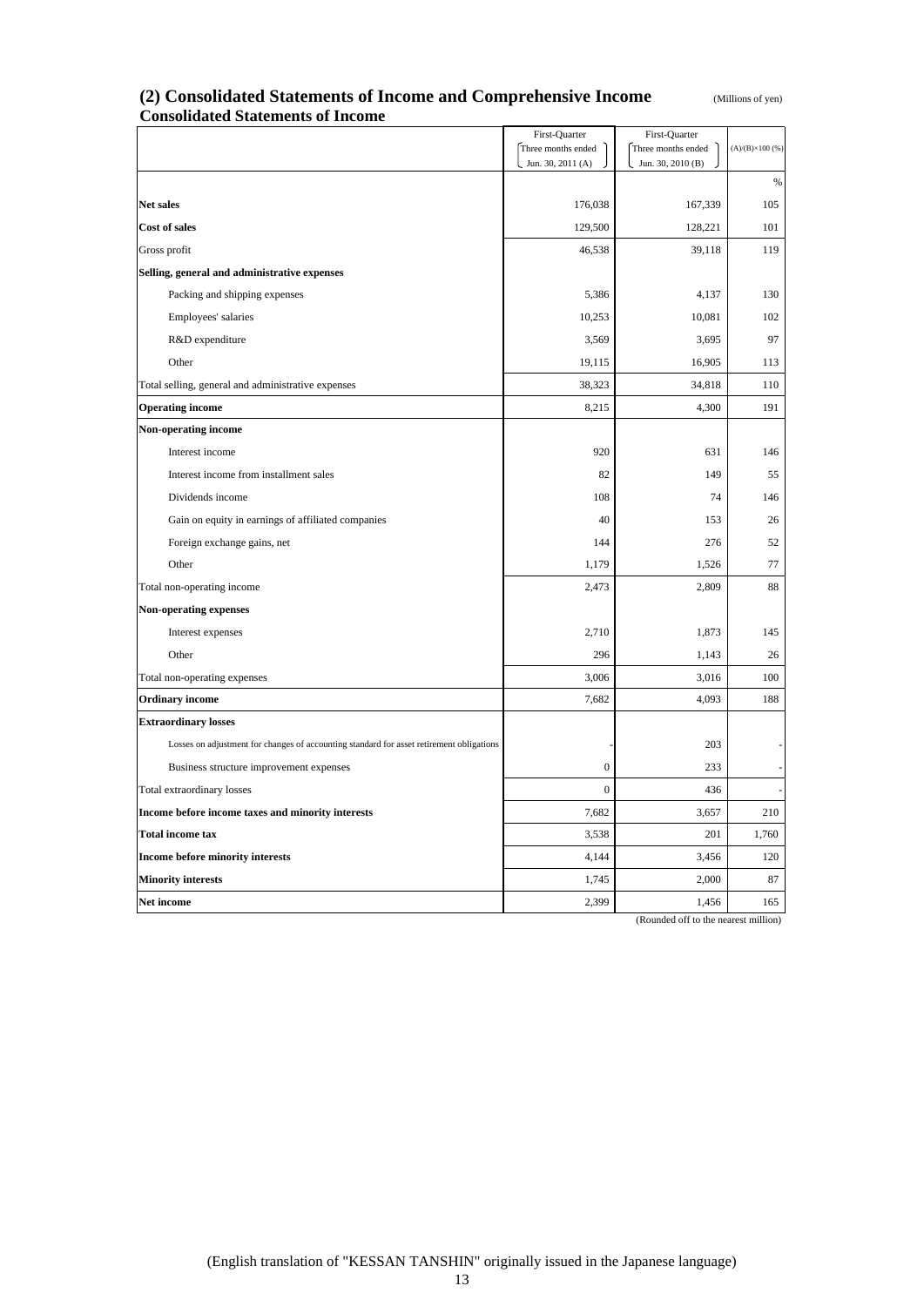## (2) Consolidated Statements of Income and Comprehensive Income

(Millions of yen)

### Consolidated Statements of Income

| | First-Quarter (Three months ended Jun. 30, 2011 (A)) | First-Quarter (Three months ended Jun. 30, 2010 (B)) | (A)/(B)×100 (%) |
|---|---|---|---|
| | | | % |
| **Net sales** | 176,038 | 167,339 | 105 |
| **Cost of sales** | 129,500 | 128,221 | 101 |
| Gross profit | 46,538 | 39,118 | 119 |
| **Selling, general and administrative expenses** | | | |
| Packing and shipping expenses | 5,386 | 4,137 | 130 |
| Employees' salaries | 10,253 | 10,081 | 102 |
| R&D expenditure | 3,569 | 3,695 | 97 |
| Other | 19,115 | 16,905 | 113 |
| Total selling, general and administrative expenses | 38,323 | 34,818 | 110 |
| **Operating income** | 8,215 | 4,300 | 191 |
| **Non-operating income** | | | |
| Interest income | 920 | 631 | 146 |
| Interest income from installment sales | 82 | 149 | 55 |
| Dividends income | 108 | 74 | 146 |
| Gain on equity in earnings of affiliated companies | 40 | 153 | 26 |
| Foreign exchange gains, net | 144 | 276 | 52 |
| Other | 1,179 | 1,526 | 77 |
| Total non-operating income | 2,473 | 2,809 | 88 |
| **Non-operating expenses** | | | |
| Interest expenses | 2,710 | 1,873 | 145 |
| Other | 296 | 1,143 | 26 |
| Total non-operating expenses | 3,006 | 3,016 | 100 |
| **Ordinary income** | 7,682 | 4,093 | 188 |
| **Extraordinary losses** | | | |
| Losses on adjustment for changes of accounting standard for asset retirement obligations | - | 203 | - |
| Business structure improvement expenses | 0 | 233 | - |
| Total extraordinary losses | 0 | 436 | - |
| **Income before income taxes and minority interests** | 7,682 | 3,657 | 210 |
| **Total income tax** | 3,538 | 201 | 1,760 |
| **Income before minority interests** | 4,144 | 3,456 | 120 |
| **Minority interests** | 1,745 | 2,000 | 87 |
| **Net income** | 2,399 | 1,456 | 165 |

(Rounded off to the nearest million)

(English translation of "KESSAN TANSHIN" originally issued in the Japanese language)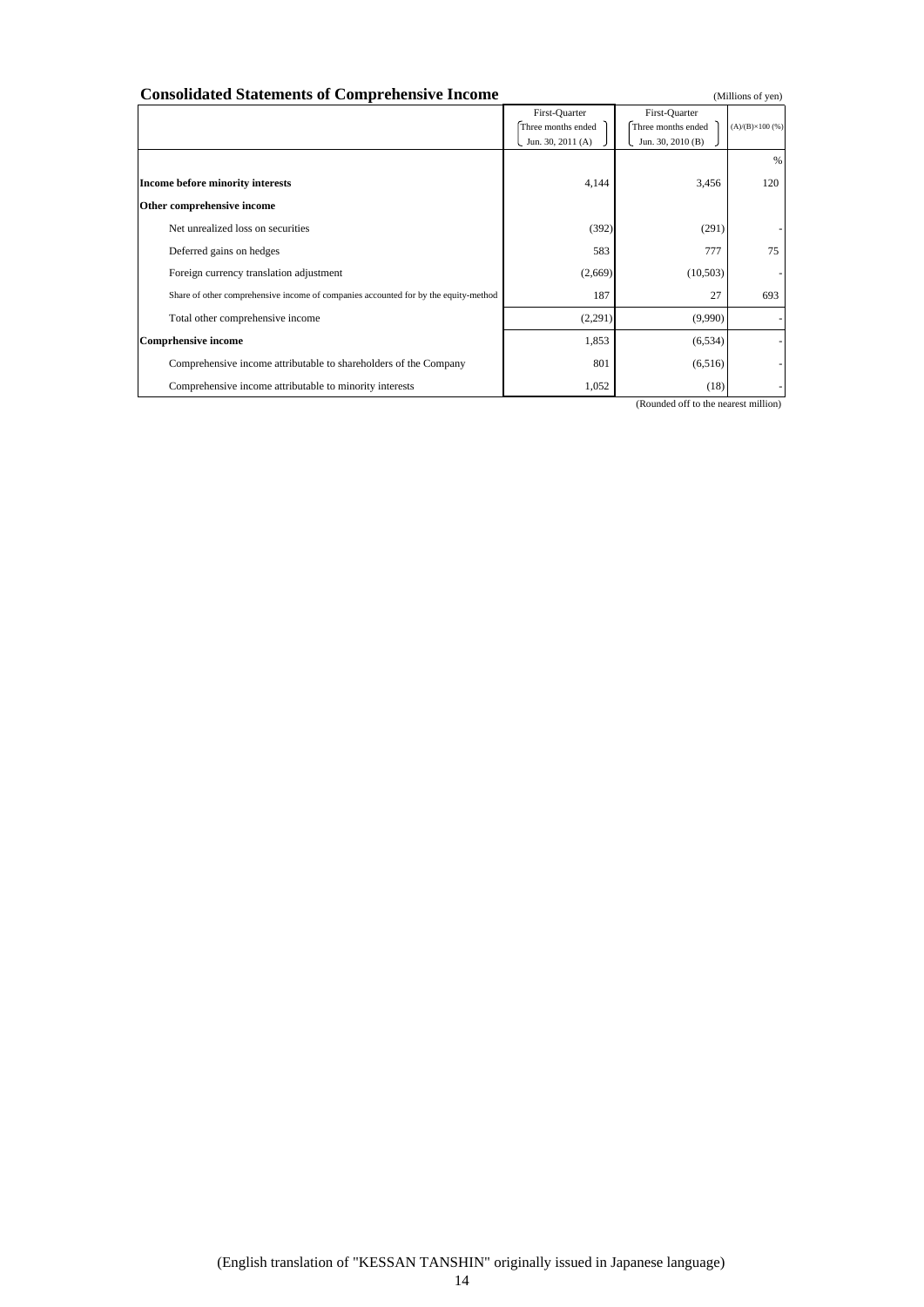## Consolidated Statements of Comprehensive Income

(Millions of yen)

| | First-Quarter Three months ended Jun. 30, 2011 (A) | First-Quarter Three months ended Jun. 30, 2010 (B) | (A)/(B)×100 (%) |
|---|---|---|---|
| | | | % |
| **Income before minority interests** | 4,144 | 3,456 | 120 |
| **Other comprehensive income** | | | |
| Net unrealized loss on securities | (392) | (291) | - |
| Deferred gains on hedges | 583 | 777 | 75 |
| Foreign currency translation adjustment | (2,669) | (10,503) | - |
| Share of other comprehensive income of companies accounted for by the equity-method | 187 | 27 | 693 |
| Total other comprehensive income | (2,291) | (9,990) | - |
| **Comprhensive income** | 1,853 | (6,534) | - |
| Comprehensive income attributable to shareholders of the Company | 801 | (6,516) | - |
| Comprehensive income attributable to minority interests | 1,052 | (18) | - |

(Rounded off to the nearest million)

(English translation of "KESSAN TANSHIN" originally issued in Japanese language)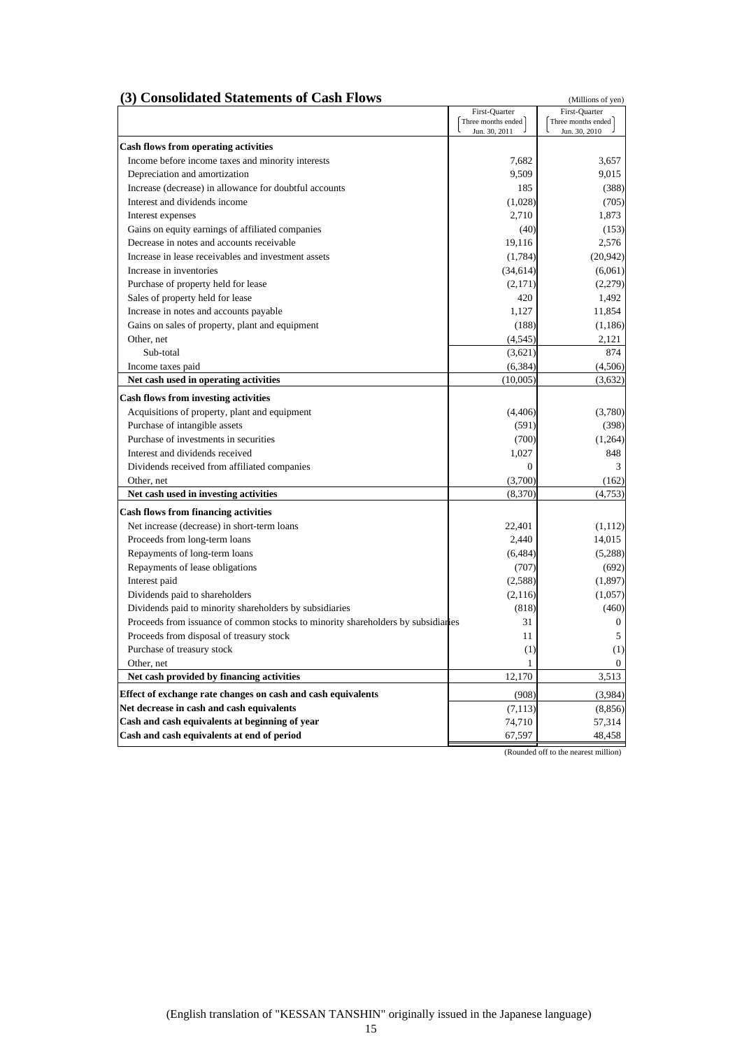## (3) Consolidated Statements of Cash Flows

(Millions of yen)

| | First-Quarter (Three months ended Jun. 30, 2011) | First-Quarter (Three months ended Jun. 30, 2010) |
|---|---|---|
| **Cash flows from operating activities** | | |
| Income before income taxes and minority interests | 7,682 | 3,657 |
| Depreciation and amortization | 9,509 | 9,015 |
| Increase (decrease) in allowance for doubtful accounts | 185 | (388) |
| Interest and dividends income | (1,028) | (705) |
| Interest expenses | 2,710 | 1,873 |
| Gains on equity earnings of affiliated companies | (40) | (153) |
| Decrease in notes and accounts receivable | 19,116 | 2,576 |
| Increase in lease receivables and investment assets | (1,784) | (20,942) |
| Increase in inventories | (34,614) | (6,061) |
| Purchase of property held for lease | (2,171) | (2,279) |
| Sales of property held for lease | 420 | 1,492 |
| Increase in notes and accounts payable | 1,127 | 11,854 |
| Gains on sales of property, plant and equipment | (188) | (1,186) |
| Other, net | (4,545) | 2,121 |
| Sub-total | (3,621) | 874 |
| Income taxes paid | (6,384) | (4,506) |
| **Net cash used in operating activities** | (10,005) | (3,632) |
| **Cash flows from investing activities** | | |
| Acquisitions of property, plant and equipment | (4,406) | (3,780) |
| Purchase of intangible assets | (591) | (398) |
| Purchase of investments in securities | (700) | (1,264) |
| Interest and dividends received | 1,027 | 848 |
| Dividends received from affiliated companies | 0 | 3 |
| Other, net | (3,700) | (162) |
| **Net cash used in investing activities** | (8,370) | (4,753) |
| **Cash flows from financing activities** | | |
| Net increase (decrease) in short-term loans | 22,401 | (1,112) |
| Proceeds from long-term loans | 2,440 | 14,015 |
| Repayments of long-term loans | (6,484) | (5,288) |
| Repayments of lease obligations | (707) | (692) |
| Interest paid | (2,588) | (1,897) |
| Dividends paid to shareholders | (2,116) | (1,057) |
| Dividends paid to minority shareholders by subsidiaries | (818) | (460) |
| Proceeds from issuance of common stocks to minority shareholders by subsidiaries | 31 | 0 |
| Proceeds from disposal of treasury stock | 11 | 5 |
| Purchase of treasury stock | (1) | (1) |
| Other, net | 1 | 0 |
| **Net cash provided by financing activities** | 12,170 | 3,513 |
| **Effect of exchange rate changes on cash and cash equivalents** | (908) | (3,984) |
| **Net decrease in cash and cash equivalents** | (7,113) | (8,856) |
| **Cash and cash equivalents at beginning of year** | 74,710 | 57,314 |
| **Cash and cash equivalents at end of period** | 67,597 | 48,458 |

(Rounded off to the nearest million)

(English translation of "KESSAN TANSHIN" originally issued in the Japanese language)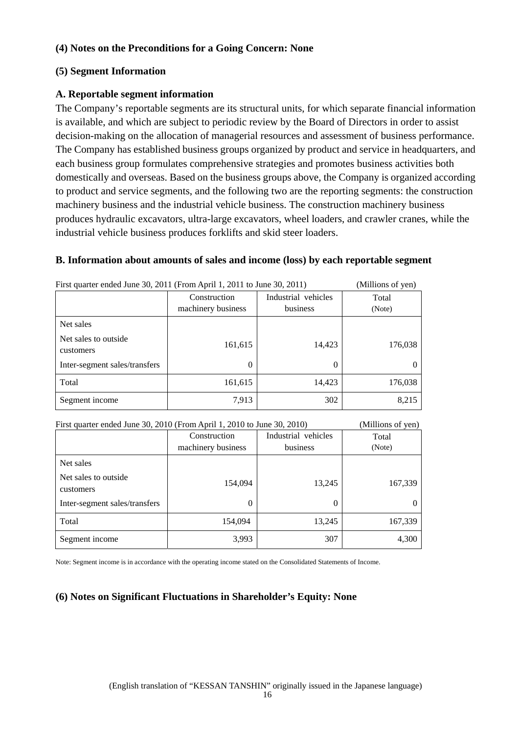### (4) Notes on the Preconditions for a Going Concern: None

### (5) Segment Information

#### A. Reportable segment information

The Company's reportable segments are its structural units, for which separate financial information is available, and which are subject to periodic review by the Board of Directors in order to assist decision-making on the allocation of managerial resources and assessment of business performance. The Company has established business groups organized by product and service in headquarters, and each business group formulates comprehensive strategies and promotes business activities both domestically and overseas. Based on the business groups above, the Company is organized according to product and service segments, and the following two are the reporting segments: the construction machinery business and the industrial vehicle business. The construction machinery business produces hydraulic excavators, ultra-large excavators, wheel loaders, and crawler cranes, while the industrial vehicle business produces forklifts and skid steer loaders.

#### B. Information about amounts of sales and income (loss) by each reportable segment

First quarter ended June 30, 2011 (From April 1, 2011 to June 30, 2011) (Millions of yen)

| | Construction machinery business | Industrial vehicles business | Total (Note) |
|---|---|---|---|
| Net sales | | | |
| Net sales to outside customers | 161,615 | 14,423 | 176,038 |
| Inter-segment sales/transfers | 0 | 0 | 0 |
| Total | 161,615 | 14,423 | 176,038 |
| Segment income | 7,913 | 302 | 8,215 |

First quarter ended June 30, 2010 (From April 1, 2010 to June 30, 2010) (Millions of yen)

| | Construction machinery business | Industrial vehicles business | Total (Note) |
|---|---|---|---|
| Net sales | | | |
| Net sales to outside customers | 154,094 | 13,245 | 167,339 |
| Inter-segment sales/transfers | 0 | 0 | 0 |
| Total | 154,094 | 13,245 | 167,339 |
| Segment income | 3,993 | 307 | 4,300 |

Note: Segment income is in accordance with the operating income stated on the Consolidated Statements of Income.

### (6) Notes on Significant Fluctuations in Shareholder's Equity: None

(English translation of "KESSAN TANSHIN" originally issued in the Japanese language)